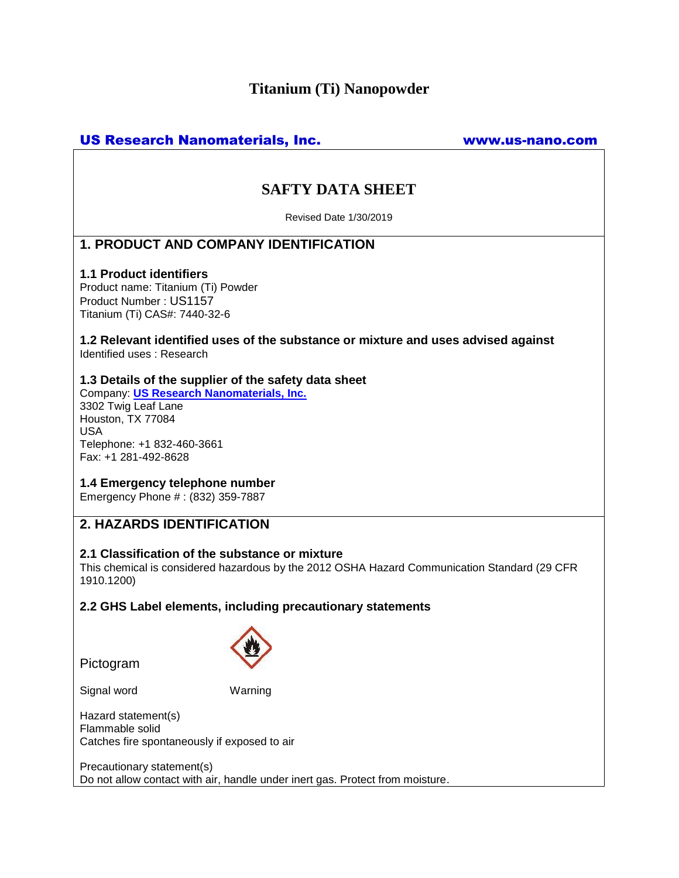# Titanium (Ti) Nanopowder

**US Research Nanomaterials, Inc.** **www.us-nano.com**

## SAFTY DATA SHEET

Revised Date 1/30/2019

## 1. PRODUCT AND COMPANY IDENTIFICATION

### 1.1 Product identifiers

Product name: Titanium (Ti) Powder
Product Number : US1157
Titanium (Ti) CAS#: 7440-32-6

### 1.2 Relevant identified uses of the substance or mixture and uses advised against

Identified uses : Research

### 1.3 Details of the supplier of the safety data sheet

Company: **US Research Nanomaterials, Inc.**
3302 Twig Leaf Lane
Houston, TX 77084
USA
Telephone: +1 832-460-3661
Fax: +1 281-492-8628

### 1.4 Emergency telephone number

Emergency Phone # : (832) 359-7887

## 2. HAZARDS IDENTIFICATION

### 2.1 Classification of the substance or mixture

This chemical is considered hazardous by the 2012 OSHA Hazard Communication Standard (29 CFR 1910.1200)

### 2.2 GHS Label elements, including precautionary statements

Pictogram

Signal word Warning

Hazard statement(s)
Flammable solid
Catches fire spontaneously if exposed to air

Precautionary statement(s)
Do not allow contact with air, handle under inert gas. Protect from moisture.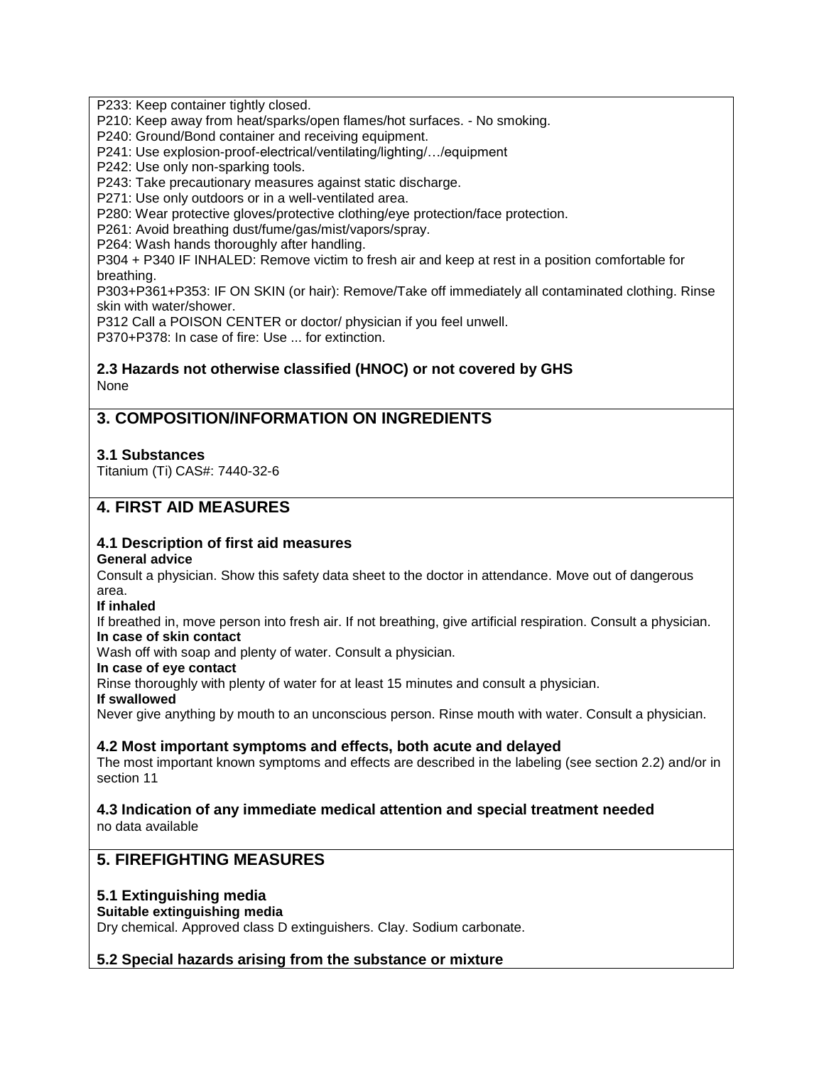P233: Keep container tightly closed.
P210: Keep away from heat/sparks/open flames/hot surfaces. - No smoking.
P240: Ground/Bond container and receiving equipment.
P241: Use explosion-proof-electrical/ventilating/lighting/…/equipment
P242: Use only non-sparking tools.
P243: Take precautionary measures against static discharge.
P271: Use only outdoors or in a well-ventilated area.
P280: Wear protective gloves/protective clothing/eye protection/face protection.
P261: Avoid breathing dust/fume/gas/mist/vapors/spray.
P264: Wash hands thoroughly after handling.
P304 + P340 IF INHALED: Remove victim to fresh air and keep at rest in a position comfortable for breathing.
P303+P361+P353: IF ON SKIN (or hair): Remove/Take off immediately all contaminated clothing. Rinse skin with water/shower.
P312 Call a POISON CENTER or doctor/ physician if you feel unwell.
P370+P378: In case of fire: Use ... for extinction.

### 2.3 Hazards not otherwise classified (HNOC) or not covered by GHS

None

## 3. COMPOSITION/INFORMATION ON INGREDIENTS

### 3.1 Substances

Titanium (Ti) CAS#: 7440-32-6

## 4. FIRST AID MEASURES

### 4.1 Description of first aid measures

**General advice**

Consult a physician. Show this safety data sheet to the doctor in attendance. Move out of dangerous area.

**If inhaled**

If breathed in, move person into fresh air. If not breathing, give artificial respiration. Consult a physician.

**In case of skin contact**

Wash off with soap and plenty of water. Consult a physician.

**In case of eye contact**

Rinse thoroughly with plenty of water for at least 15 minutes and consult a physician.

**If swallowed**

Never give anything by mouth to an unconscious person. Rinse mouth with water. Consult a physician.

### 4.2 Most important symptoms and effects, both acute and delayed

The most important known symptoms and effects are described in the labeling (see section 2.2) and/or in section 11

### 4.3 Indication of any immediate medical attention and special treatment needed

no data available

## 5. FIREFIGHTING MEASURES

### 5.1 Extinguishing media

**Suitable extinguishing media**

Dry chemical. Approved class D extinguishers. Clay. Sodium carbonate.

### 5.2 Special hazards arising from the substance or mixture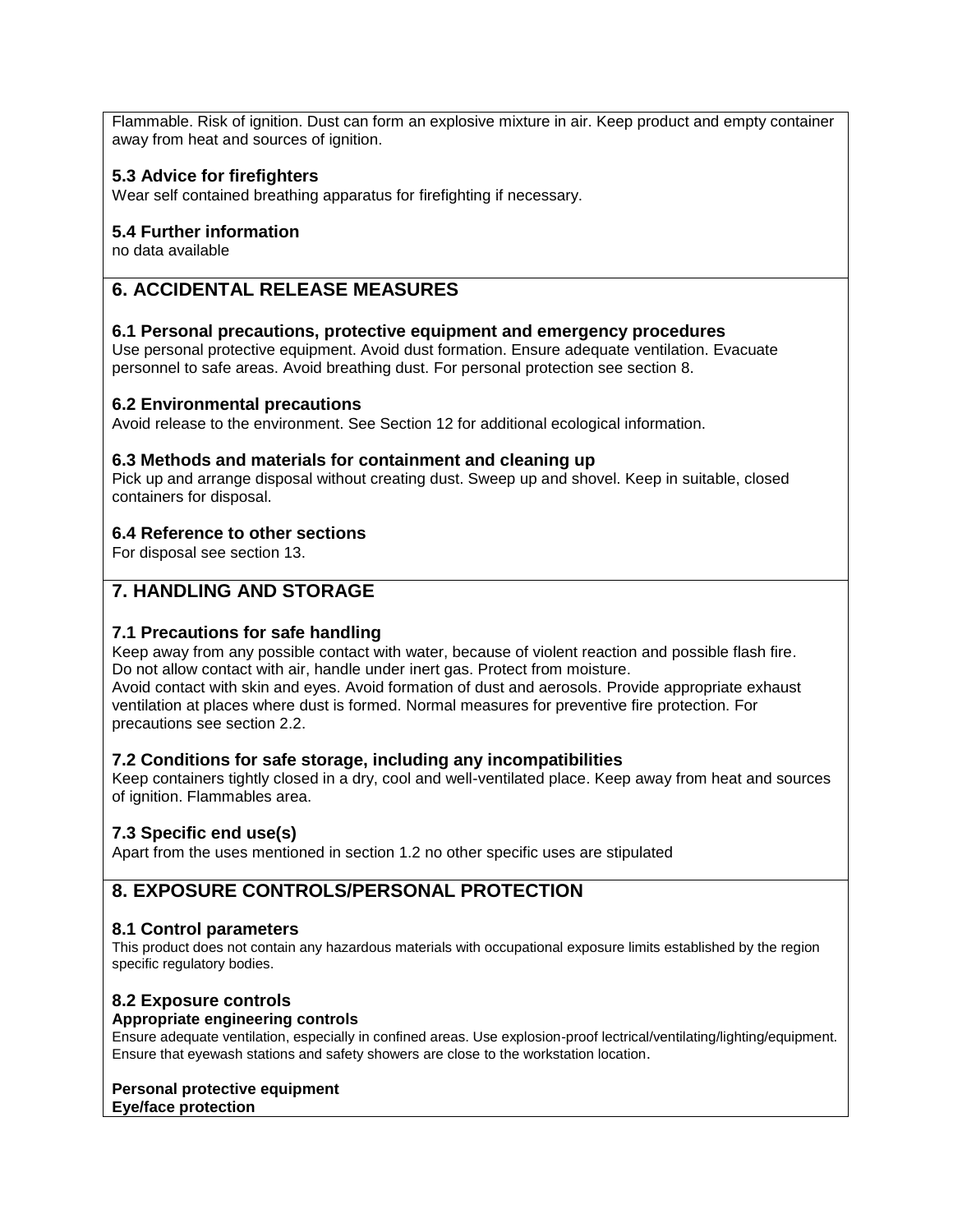Flammable. Risk of ignition. Dust can form an explosive mixture in air. Keep product and empty container away from heat and sources of ignition.

### 5.3 Advice for firefighters

Wear self contained breathing apparatus for firefighting if necessary.

### 5.4 Further information

no data available

## 6. ACCIDENTAL RELEASE MEASURES

### 6.1 Personal precautions, protective equipment and emergency procedures

Use personal protective equipment. Avoid dust formation. Ensure adequate ventilation. Evacuate personnel to safe areas. Avoid breathing dust. For personal protection see section 8.

### 6.2 Environmental precautions

Avoid release to the environment. See Section 12 for additional ecological information.

### 6.3 Methods and materials for containment and cleaning up

Pick up and arrange disposal without creating dust. Sweep up and shovel. Keep in suitable, closed containers for disposal.

### 6.4 Reference to other sections

For disposal see section 13.

## 7. HANDLING AND STORAGE

### 7.1 Precautions for safe handling

Keep away from any possible contact with water, because of violent reaction and possible flash fire. Do not allow contact with air, handle under inert gas. Protect from moisture.
Avoid contact with skin and eyes. Avoid formation of dust and aerosols. Provide appropriate exhaust ventilation at places where dust is formed. Normal measures for preventive fire protection. For precautions see section 2.2.

### 7.2 Conditions for safe storage, including any incompatibilities

Keep containers tightly closed in a dry, cool and well-ventilated place. Keep away from heat and sources of ignition. Flammables area.

### 7.3 Specific end use(s)

Apart from the uses mentioned in section 1.2 no other specific uses are stipulated

## 8. EXPOSURE CONTROLS/PERSONAL PROTECTION

### 8.1 Control parameters

This product does not contain any hazardous materials with occupational exposure limits established by the region specific regulatory bodies.

### 8.2 Exposure controls

**Appropriate engineering controls**

Ensure adequate ventilation, especially in confined areas. Use explosion-proof lectrical/ventilating/lighting/equipment. Ensure that eyewash stations and safety showers are close to the workstation location.

**Personal protective equipment**

**Eye/face protection**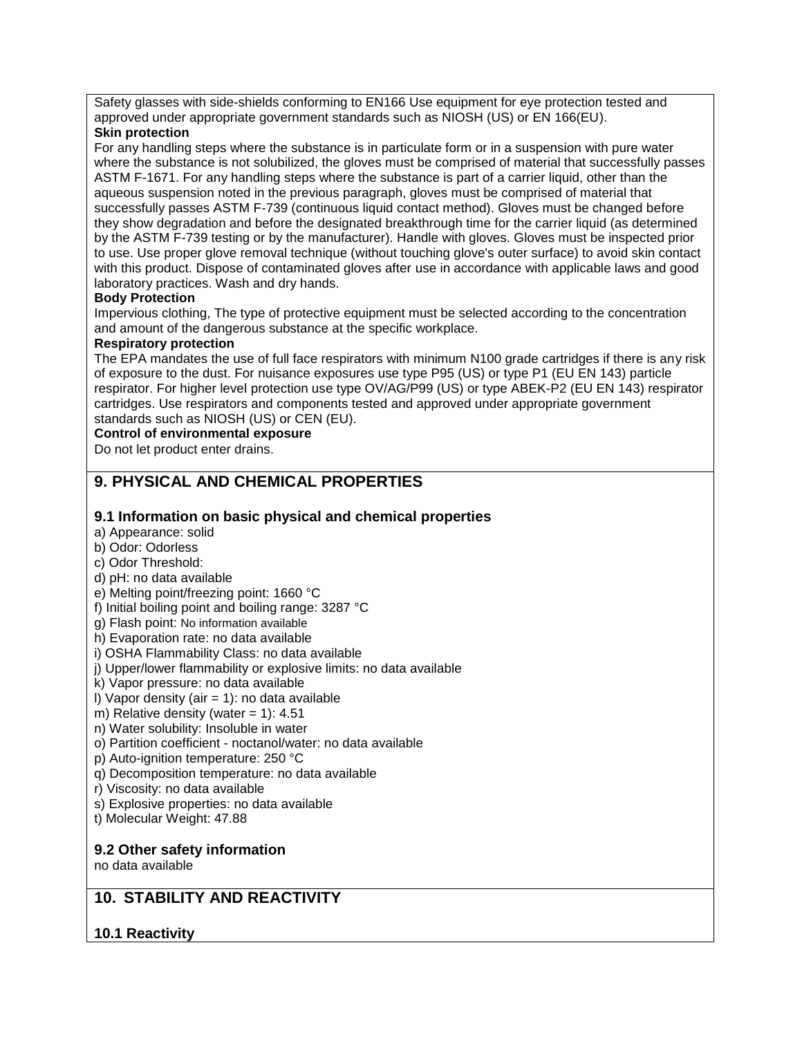Safety glasses with side-shields conforming to EN166 Use equipment for eye protection tested and approved under appropriate government standards such as NIOSH (US) or EN 166(EU).

**Skin protection**

For any handling steps where the substance is in particulate form or in a suspension with pure water where the substance is not solubilized, the gloves must be comprised of material that successfully passes ASTM F-1671. For any handling steps where the substance is part of a carrier liquid, other than the aqueous suspension noted in the previous paragraph, gloves must be comprised of material that successfully passes ASTM F-739 (continuous liquid contact method). Gloves must be changed before they show degradation and before the designated breakthrough time for the carrier liquid (as determined by the ASTM F-739 testing or by the manufacturer). Handle with gloves. Gloves must be inspected prior to use. Use proper glove removal technique (without touching glove's outer surface) to avoid skin contact with this product. Dispose of contaminated gloves after use in accordance with applicable laws and good laboratory practices. Wash and dry hands.

**Body Protection**

Impervious clothing, The type of protective equipment must be selected according to the concentration and amount of the dangerous substance at the specific workplace.

**Respiratory protection**

The EPA mandates the use of full face respirators with minimum N100 grade cartridges if there is any risk of exposure to the dust. For nuisance exposures use type P95 (US) or type P1 (EU EN 143) particle respirator. For higher level protection use type OV/AG/P99 (US) or type ABEK-P2 (EU EN 143) respirator cartridges. Use respirators and components tested and approved under appropriate government standards such as NIOSH (US) or CEN (EU).

**Control of environmental exposure**

Do not let product enter drains.

## 9. PHYSICAL AND CHEMICAL PROPERTIES

### 9.1 Information on basic physical and chemical properties

a) Appearance: solid
b) Odor: Odorless
c) Odor Threshold:
d) pH: no data available
e) Melting point/freezing point: 1660 °C
f) Initial boiling point and boiling range: 3287 °C
g) Flash point: No information available
h) Evaporation rate: no data available
i) OSHA Flammability Class: no data available
j) Upper/lower flammability or explosive limits: no data available
k) Vapor pressure: no data available
l) Vapor density (air = 1): no data available
m) Relative density (water = 1): 4.51
n) Water solubility: Insoluble in water
o) Partition coefficient - noctanol/water: no data available
p) Auto-ignition temperature: 250 °C
q) Decomposition temperature: no data available
r) Viscosity: no data available
s) Explosive properties: no data available
t) Molecular Weight: 47.88

### 9.2 Other safety information

no data available

## 10. STABILITY AND REACTIVITY

### 10.1 Reactivity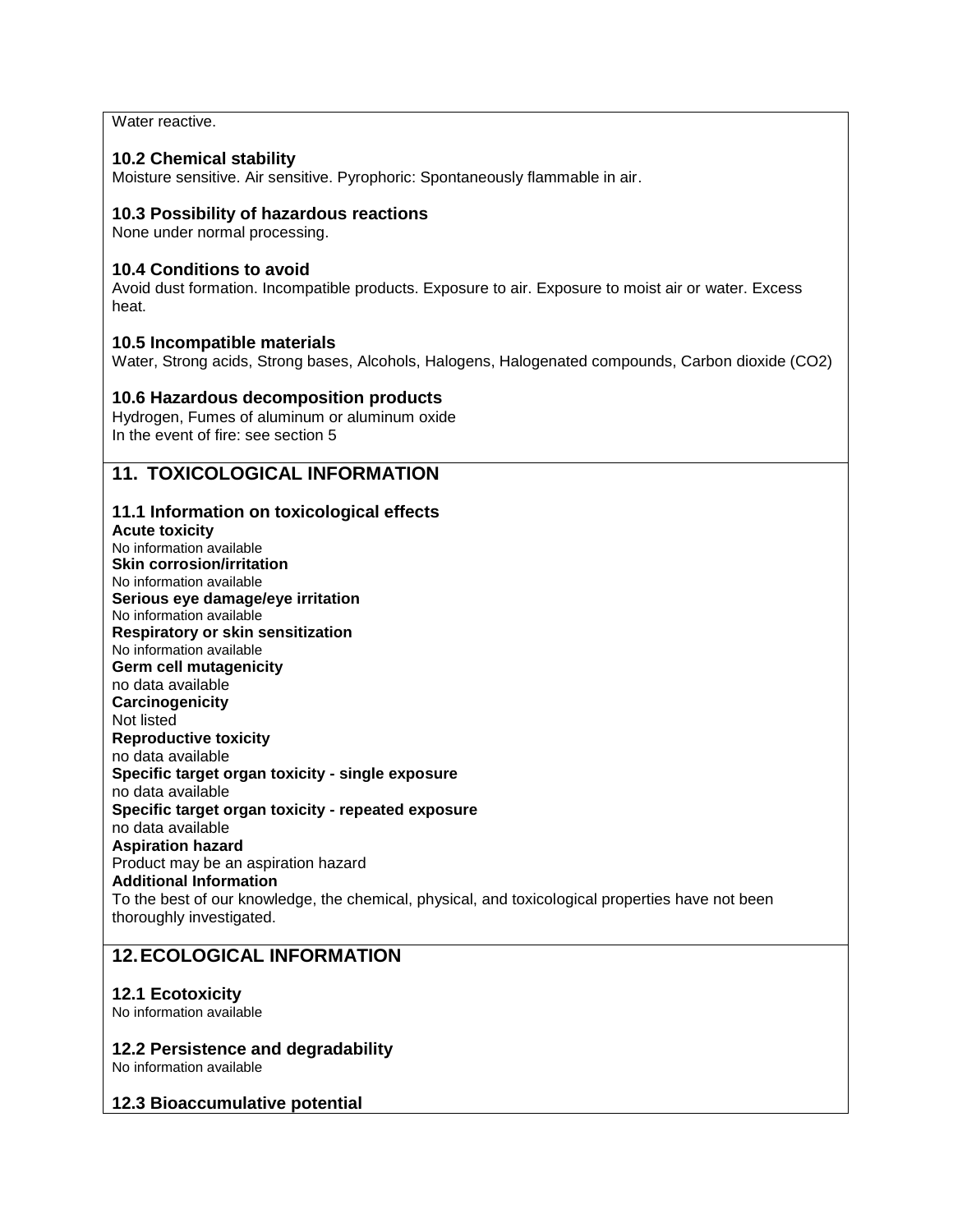Water reactive.

### 10.2 Chemical stability

Moisture sensitive. Air sensitive. Pyrophoric: Spontaneously flammable in air.

### 10.3 Possibility of hazardous reactions

None under normal processing.

### 10.4 Conditions to avoid

Avoid dust formation. Incompatible products. Exposure to air. Exposure to moist air or water. Excess heat.

### 10.5 Incompatible materials

Water, Strong acids, Strong bases, Alcohols, Halogens, Halogenated compounds, Carbon dioxide ($CO_2$)

### 10.6 Hazardous decomposition products

Hydrogen, Fumes of aluminum or aluminum oxide
In the event of fire: see section 5

## 11. TOXICOLOGICAL INFORMATION

### 11.1 Information on toxicological effects

**Acute toxicity**
No information available
**Skin corrosion/irritation**
No information available
**Serious eye damage/eye irritation**
No information available
**Respiratory or skin sensitization**
No information available
**Germ cell mutagenicity**
no data available
**Carcinogenicity**
Not listed
**Reproductive toxicity**
no data available
**Specific target organ toxicity - single exposure**
no data available
**Specific target organ toxicity - repeated exposure**
no data available
**Aspiration hazard**
Product may be an aspiration hazard
**Additional Information**
To the best of our knowledge, the chemical, physical, and toxicological properties have not been thoroughly investigated.

## 12. ECOLOGICAL INFORMATION

### 12.1 Ecotoxicity

No information available

### 12.2 Persistence and degradability

No information available

### 12.3 Bioaccumulative potential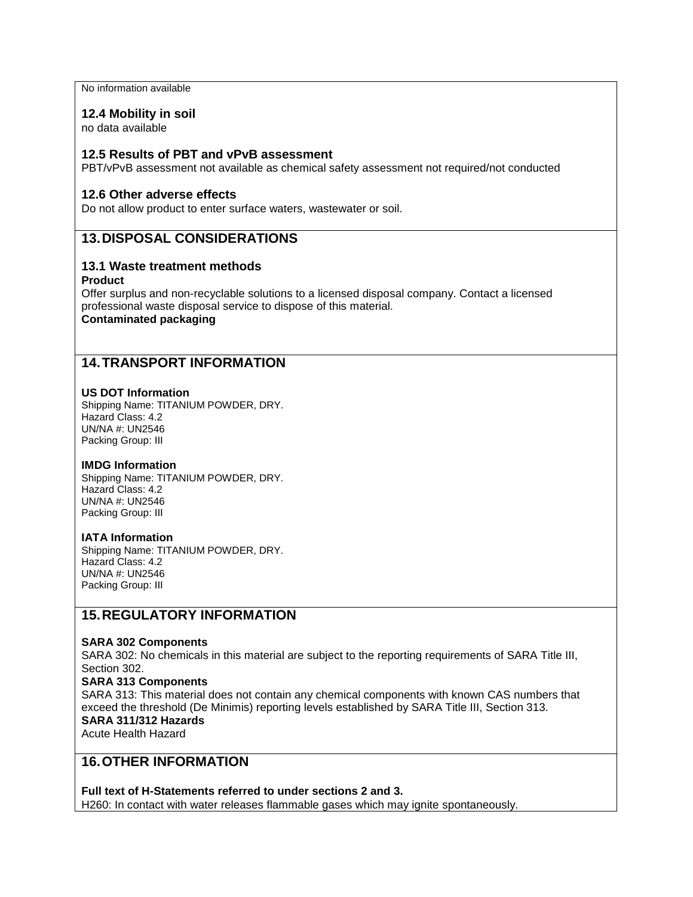No information available

### 12.4 Mobility in soil

no data available

### 12.5 Results of PBT and vPvB assessment

PBT/vPvB assessment not available as chemical safety assessment not required/not conducted

### 12.6 Other adverse effects

Do not allow product to enter surface waters, wastewater or soil.

## 13. DISPOSAL CONSIDERATIONS

### 13.1 Waste treatment methods

**Product**

Offer surplus and non-recyclable solutions to a licensed disposal company. Contact a licensed professional waste disposal service to dispose of this material.

**Contaminated packaging**

## 14. TRANSPORT INFORMATION

**US DOT Information**

Shipping Name: TITANIUM POWDER, DRY.
Hazard Class: 4.2
UN/NA #: UN2546
Packing Group: III

**IMDG Information**

Shipping Name: TITANIUM POWDER, DRY.
Hazard Class: 4.2
UN/NA #: UN2546
Packing Group: III

**IATA Information**

Shipping Name: TITANIUM POWDER, DRY.
Hazard Class: 4.2
UN/NA #: UN2546
Packing Group: III

## 15. REGULATORY INFORMATION

**SARA 302 Components**

SARA 302: No chemicals in this material are subject to the reporting requirements of SARA Title III, Section 302.

**SARA 313 Components**

SARA 313: This material does not contain any chemical components with known CAS numbers that exceed the threshold (De Minimis) reporting levels established by SARA Title III, Section 313.

**SARA 311/312 Hazards**

Acute Health Hazard

## 16. OTHER INFORMATION

**Full text of H-Statements referred to under sections 2 and 3.**

H260: In contact with water releases flammable gases which may ignite spontaneously.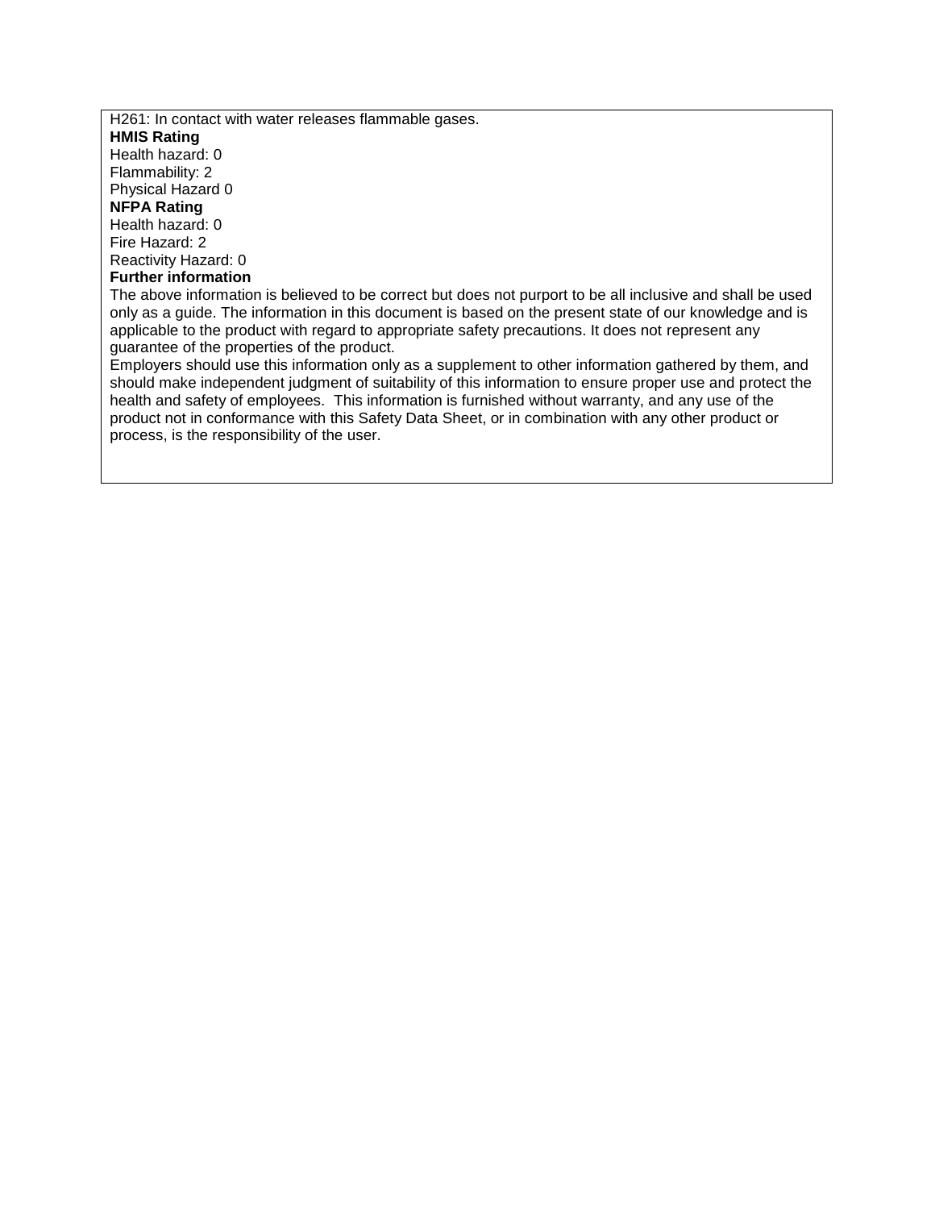H261: In contact with water releases flammable gases.

**HMIS Rating**

Health hazard: 0
Flammability: 2
Physical Hazard 0

**NFPA Rating**

Health hazard: 0
Fire Hazard: 2
Reactivity Hazard: 0

**Further information**

The above information is believed to be correct but does not purport to be all inclusive and shall be used only as a guide. The information in this document is based on the present state of our knowledge and is applicable to the product with regard to appropriate safety precautions. It does not represent any guarantee of the properties of the product.
Employers should use this information only as a supplement to other information gathered by them, and should make independent judgment of suitability of this information to ensure proper use and protect the health and safety of employees. This information is furnished without warranty, and any use of the product not in conformance with this Safety Data Sheet, or in combination with any other product or process, is the responsibility of the user.